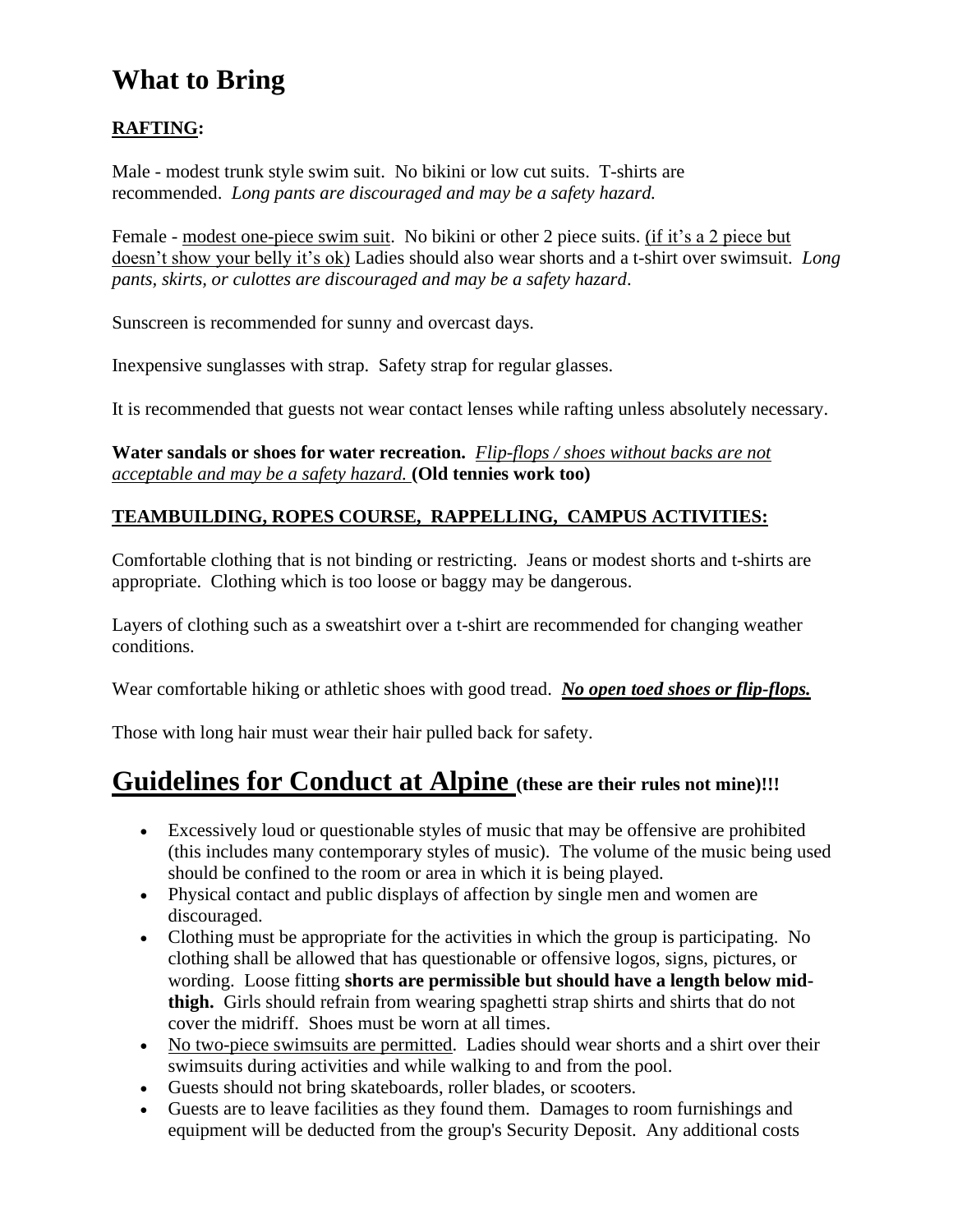# What to Bring

**RAFTING:**

Male - modest trunk style swim suit. No bikini or low cut suits. T-shirts are recommended. *Long pants are discouraged and may be a safety hazard.*

Female - modest one-piece swim suit. No bikini or other 2 piece suits. (if it's a 2 piece but doesn't show your belly it's ok) Ladies should also wear shorts and a t-shirt over swimsuit. *Long pants, skirts, or culottes are discouraged and may be a safety hazard*.

Sunscreen is recommended for sunny and overcast days.

Inexpensive sunglasses with strap. Safety strap for regular glasses.

It is recommended that guests not wear contact lenses while rafting unless absolutely necessary.

**Water sandals or shoes for water recreation.** *Flip-flops / shoes without backs are not acceptable and may be a safety hazard.* **(Old tennies work too)**

**TEAMBUILDING, ROPES COURSE, RAPPELLING, CAMPUS ACTIVITIES:**

Comfortable clothing that is not binding or restricting. Jeans or modest shorts and t-shirts are appropriate. Clothing which is too loose or baggy may be dangerous.

Layers of clothing such as a sweatshirt over a t-shirt are recommended for changing weather conditions.

Wear comfortable hiking or athletic shoes with good tread. ***No open toed shoes or flip-flops.***

Those with long hair must wear their hair pulled back for safety.

# Guidelines for Conduct at Alpine **(these are their rules not mine)!!!**

- Excessively loud or questionable styles of music that may be offensive are prohibited (this includes many contemporary styles of music). The volume of the music being used should be confined to the room or area in which it is being played.
- Physical contact and public displays of affection by single men and women are discouraged.
- Clothing must be appropriate for the activities in which the group is participating. No clothing shall be allowed that has questionable or offensive logos, signs, pictures, or wording. Loose fitting **shorts are permissible but should have a length below mid-thigh.** Girls should refrain from wearing spaghetti strap shirts and shirts that do not cover the midriff. Shoes must be worn at all times.
- No two-piece swimsuits are permitted. Ladies should wear shorts and a shirt over their swimsuits during activities and while walking to and from the pool.
- Guests should not bring skateboards, roller blades, or scooters.
- Guests are to leave facilities as they found them. Damages to room furnishings and equipment will be deducted from the group's Security Deposit. Any additional costs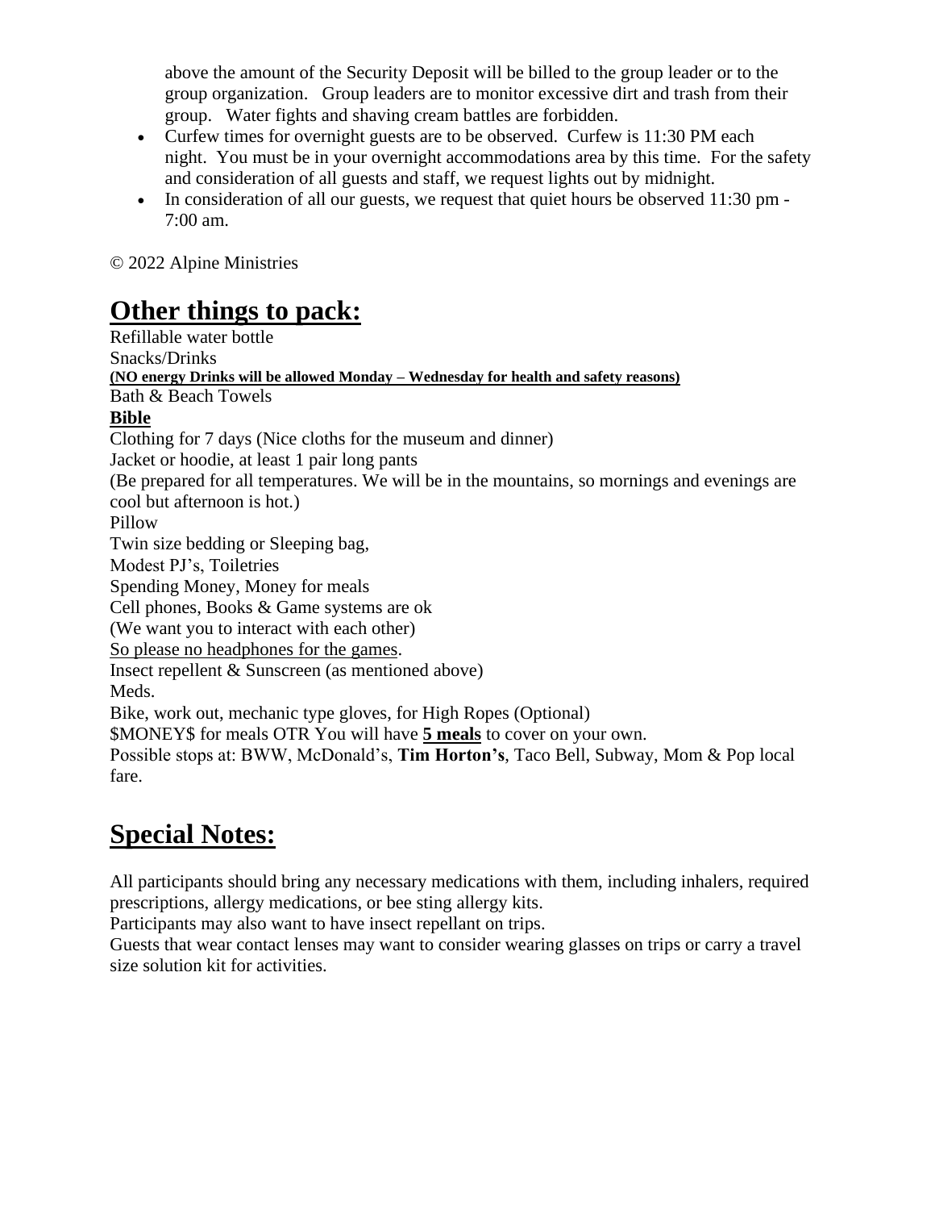above the amount of the Security Deposit will be billed to the group leader or to the group organization. Group leaders are to monitor excessive dirt and trash from their group. Water fights and shaving cream battles are forbidden.

- Curfew times for overnight guests are to be observed. Curfew is 11:30 PM each night. You must be in your overnight accommodations area by this time. For the safety and consideration of all guests and staff, we request lights out by midnight.
- In consideration of all our guests, we request that quiet hours be observed 11:30 pm - 7:00 am.

© 2022 Alpine Ministries

## Other things to pack:

Refillable water bottle
Snacks/Drinks
**(NO energy Drinks will be allowed Monday – Wednesday for health and safety reasons)**
Bath & Beach Towels
**Bible**
Clothing for 7 days (Nice cloths for the museum and dinner)
Jacket or hoodie, at least 1 pair long pants
(Be prepared for all temperatures. We will be in the mountains, so mornings and evenings are cool but afternoon is hot.)
Pillow
Twin size bedding or Sleeping bag,
Modest PJ's, Toiletries
Spending Money, Money for meals
Cell phones, Books & Game systems are ok
(We want you to interact with each other)
So please no headphones for the games.
Insect repellent & Sunscreen (as mentioned above)
Meds.
Bike, work out, mechanic type gloves, for High Ropes (Optional)
$MONEY$ for meals OTR You will have **5 meals** to cover on your own.
Possible stops at: BWW, McDonald's, **Tim Horton's**, Taco Bell, Subway, Mom & Pop local fare.

## Special Notes:

All participants should bring any necessary medications with them, including inhalers, required prescriptions, allergy medications, or bee sting allergy kits.
Participants may also want to have insect repellant on trips.
Guests that wear contact lenses may want to consider wearing glasses on trips or carry a travel size solution kit for activities.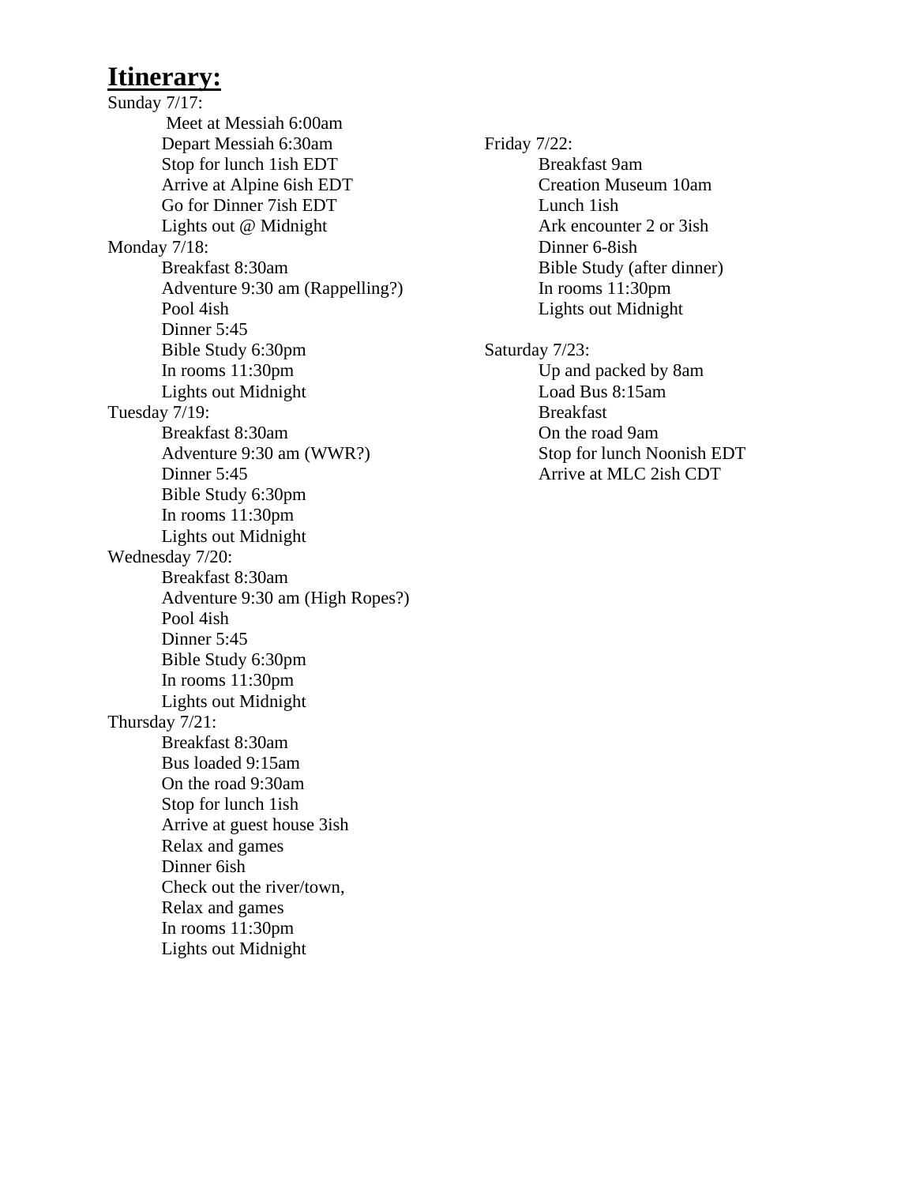# Itinerary:

Sunday 7/17:

- Meet at Messiah 6:00am
- Depart Messiah 6:30am
- Stop for lunch 1ish EDT
- Arrive at Alpine 6ish EDT
- Go for Dinner 7ish EDT
- Lights out @ Midnight

Monday 7/18:

- Breakfast 8:30am
- Adventure 9:30 am (Rappelling?)
- Pool 4ish
- Dinner 5:45
- Bible Study 6:30pm
- In rooms 11:30pm
- Lights out Midnight

Tuesday 7/19:

- Breakfast 8:30am
- Adventure 9:30 am (WWR?)
- Dinner 5:45
- Bible Study 6:30pm
- In rooms 11:30pm
- Lights out Midnight

Wednesday 7/20:

- Breakfast 8:30am
- Adventure 9:30 am (High Ropes?)
- Pool 4ish
- Dinner 5:45
- Bible Study 6:30pm
- In rooms 11:30pm
- Lights out Midnight

Thursday 7/21:

- Breakfast 8:30am
- Bus loaded 9:15am
- On the road 9:30am
- Stop for lunch 1ish
- Arrive at guest house 3ish
- Relax and games
- Dinner 6ish
- Check out the river/town,
- Relax and games
- In rooms 11:30pm
- Lights out Midnight

Friday 7/22:

- Breakfast 9am
- Creation Museum 10am
- Lunch 1ish
- Ark encounter 2 or 3ish
- Dinner 6-8ish
- Bible Study (after dinner)
- In rooms 11:30pm
- Lights out Midnight

Saturday 7/23:

- Up and packed by 8am
- Load Bus 8:15am
- Breakfast
- On the road 9am
- Stop for lunch Noonish EDT
- Arrive at MLC 2ish CDT